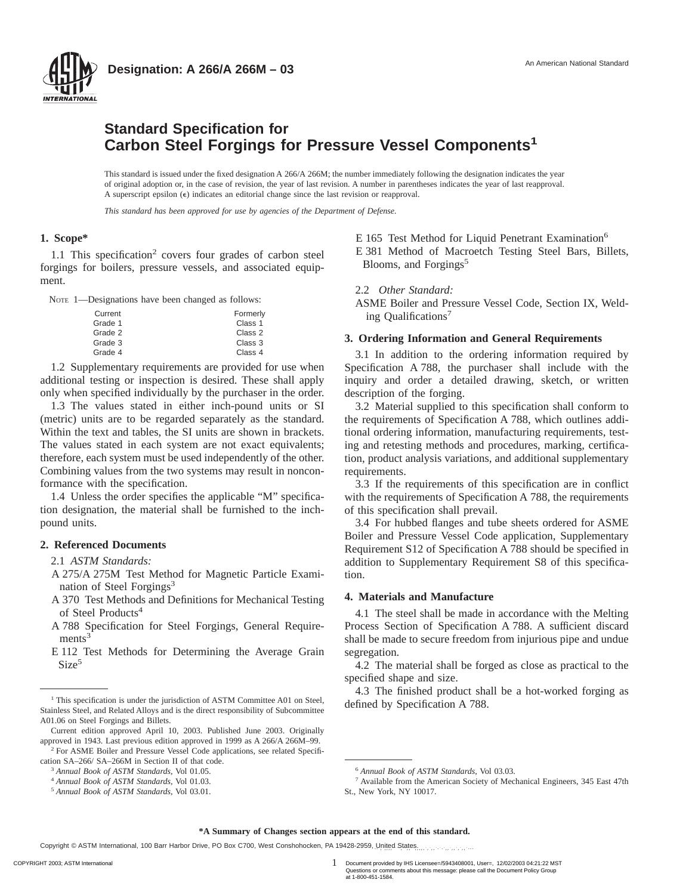Designation: A 266/A 266M – 03

An American National Standard

# Standard Specification for Carbon Steel Forgings for Pressure Vessel Components[1]

This standard is issued under the fixed designation A 266/A 266M; the number immediately following the designation indicates the year of original adoption or, in the case of revision, the year of last revision. A number in parentheses indicates the year of last reapproval. A superscript epsilon (ε) indicates an editorial change since the last revision or reapproval.

*This standard has been approved for use by agencies of the Department of Defense.*

## 1. Scope*

1.1 This specification[2] covers four grades of carbon steel forgings for boilers, pressure vessels, and associated equipment.

NOTE 1—Designations have been changed as follows:

| Current | Formerly |
|---|---|
| Grade 1 | Class 1 |
| Grade 2 | Class 2 |
| Grade 3 | Class 3 |
| Grade 4 | Class 4 |

1.2 Supplementary requirements are provided for use when additional testing or inspection is desired. These shall apply only when specified individually by the purchaser in the order.

1.3 The values stated in either inch-pound units or SI (metric) units are to be regarded separately as the standard. Within the text and tables, the SI units are shown in brackets. The values stated in each system are not exact equivalents; therefore, each system must be used independently of the other. Combining values from the two systems may result in nonconformance with the specification.

1.4 Unless the order specifies the applicable "M" specification designation, the material shall be furnished to the inch-pound units.

## 2. Referenced Documents

2.1 *ASTM Standards:*

A 275/A 275M Test Method for Magnetic Particle Examination of Steel Forgings[3]

A 370 Test Methods and Definitions for Mechanical Testing of Steel Products[4]

A 788 Specification for Steel Forgings, General Requirements[3]

E 112 Test Methods for Determining the Average Grain Size[5]

E 165 Test Method for Liquid Penetrant Examination[6]

E 381 Method of Macroetch Testing Steel Bars, Billets, Blooms, and Forgings[5]

2.2 *Other Standard:*

ASME Boiler and Pressure Vessel Code, Section IX, Welding Qualifications[7]

## 3. Ordering Information and General Requirements

3.1 In addition to the ordering information required by Specification A 788, the purchaser shall include with the inquiry and order a detailed drawing, sketch, or written description of the forging.

3.2 Material supplied to this specification shall conform to the requirements of Specification A 788, which outlines additional ordering information, manufacturing requirements, testing and retesting methods and procedures, marking, certification, product analysis variations, and additional supplementary requirements.

3.3 If the requirements of this specification are in conflict with the requirements of Specification A 788, the requirements of this specification shall prevail.

3.4 For hubbed flanges and tube sheets ordered for ASME Boiler and Pressure Vessel Code application, Supplementary Requirement S12 of Specification A 788 should be specified in addition to Supplementary Requirement S8 of this specification.

## 4. Materials and Manufacture

4.1 The steel shall be made in accordance with the Melting Process Section of Specification A 788. A sufficient discard shall be made to secure freedom from injurious pipe and undue segregation.

4.2 The material shall be forged as close as practical to the specified shape and size.

4.3 The finished product shall be a hot-worked forging as defined by Specification A 788.

---

[1] This specification is under the jurisdiction of ASTM Committee A01 on Steel, Stainless Steel, and Related Alloys and is the direct responsibility of Subcommittee A01.06 on Steel Forgings and Billets.

Current edition approved April 10, 2003. Published June 2003. Originally approved in 1943. Last previous edition approved in 1999 as A 266/A 266M–99.

[2] For ASME Boiler and Pressure Vessel Code applications, see related Specification SA–266/ SA–266M in Section II of that code.

[3] *Annual Book of ASTM Standards*, Vol 01.05.

[4] *Annual Book of ASTM Standards*, Vol 01.03.

[5] *Annual Book of ASTM Standards*, Vol 03.01.

[6] *Annual Book of ASTM Standards*, Vol 03.03.

[7] Available from the American Society of Mechanical Engineers, 345 East 47th St., New York, NY 10017.

**\*A Summary of Changes section appears at the end of this standard.**

Copyright © ASTM International, 100 Barr Harbor Drive, PO Box C700, West Conshohocken, PA 19428-2959, United States.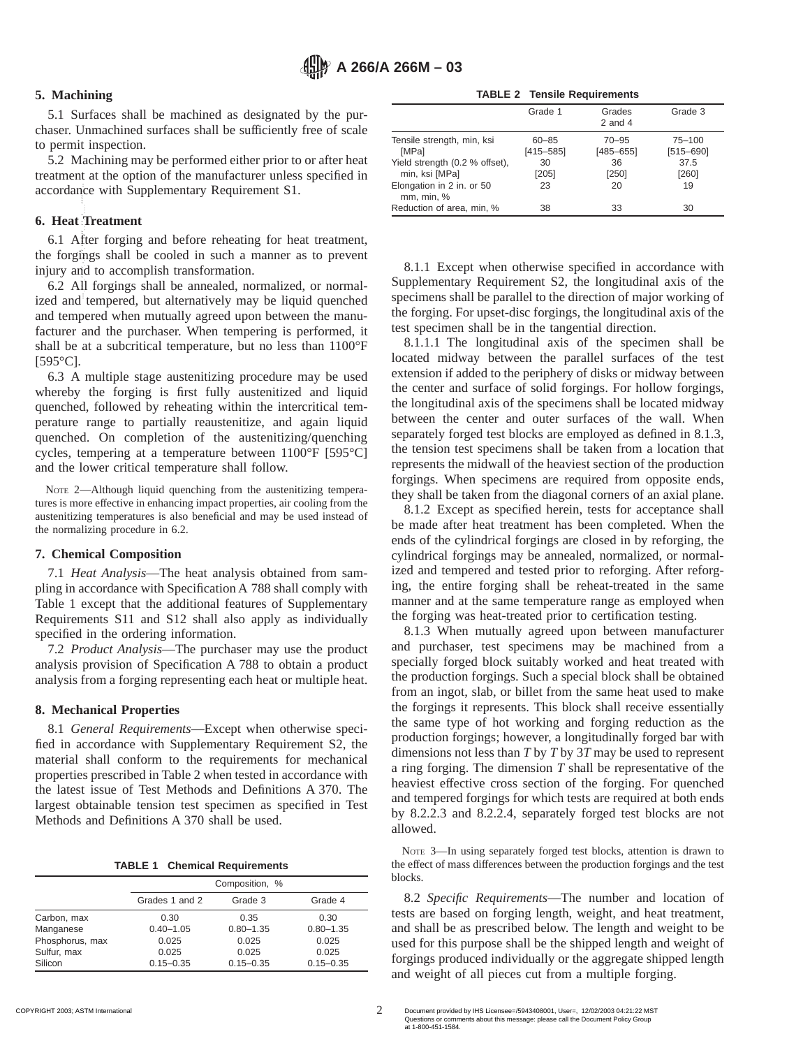## 5. Machining

5.1 Surfaces shall be machined as designated by the purchaser. Unmachined surfaces shall be sufficiently free of scale to permit inspection.

5.2 Machining may be performed either prior to or after heat treatment at the option of the manufacturer unless specified in accordance with Supplementary Requirement S1.

## 6. Heat Treatment

6.1 After forging and before reheating for heat treatment, the forgings shall be cooled in such a manner as to prevent injury and to accomplish transformation.

6.2 All forgings shall be annealed, normalized, or normalized and tempered, but alternatively may be liquid quenched and tempered when mutually agreed upon between the manufacturer and the purchaser. When tempering is performed, it shall be at a subcritical temperature, but no less than 1100°F [595°C].

6.3 A multiple stage austenitizing procedure may be used whereby the forging is first fully austenitized and liquid quenched, followed by reheating within the intercritical temperature range to partially reaustenitize, and again liquid quenched. On completion of the austenitizing/quenching cycles, tempering at a temperature between 1100°F [595°C] and the lower critical temperature shall follow.

NOTE 2—Although liquid quenching from the austenitizing temperatures is more effective in enhancing impact properties, air cooling from the austenitizing temperatures is also beneficial and may be used instead of the normalizing procedure in 6.2.

## 7. Chemical Composition

7.1 *Heat Analysis*—The heat analysis obtained from sampling in accordance with Specification A 788 shall comply with Table 1 except that the additional features of Supplementary Requirements S11 and S12 shall also apply as individually specified in the ordering information.

7.2 *Product Analysis*—The purchaser may use the product analysis provision of Specification A 788 to obtain a product analysis from a forging representing each heat or multiple heat.

## 8. Mechanical Properties

8.1 *General Requirements*—Except when otherwise specified in accordance with Supplementary Requirement S2, the material shall conform to the requirements for mechanical properties prescribed in Table 2 when tested in accordance with the latest issue of Test Methods and Definitions A 370. The largest obtainable tension test specimen as specified in Test Methods and Definitions A 370 shall be used.

**TABLE 1 Chemical Requirements**

| | Composition, % | | |
|---|---|---|---|
| | Grades 1 and 2 | Grade 3 | Grade 4 |
| Carbon, max | 0.30 | 0.35 | 0.30 |
| Manganese | 0.40–1.05 | 0.80–1.35 | 0.80–1.35 |
| Phosphorus, max | 0.025 | 0.025 | 0.025 |
| Sulfur, max | 0.025 | 0.025 | 0.025 |
| Silicon | 0.15–0.35 | 0.15–0.35 | 0.15–0.35 |

**TABLE 2 Tensile Requirements**

| | Grade 1 | Grades 2 and 4 | Grade 3 |
|---|---|---|---|
| Tensile strength, min, ksi [MPa] | 60–85 [415–585] | 70–95 [485–655] | 75–100 [515–690] |
| Yield strength (0.2 % offset), min, ksi [MPa] | 30 [205] | 36 [250] | 37.5 [260] |
| Elongation in 2 in. or 50 mm, min, % | 23 | 20 | 19 |
| Reduction of area, min, % | 38 | 33 | 30 |

8.1.1 Except when otherwise specified in accordance with Supplementary Requirement S2, the longitudinal axis of the specimens shall be parallel to the direction of major working of the forging. For upset-disc forgings, the longitudinal axis of the test specimen shall be in the tangential direction.

8.1.1.1 The longitudinal axis of the specimen shall be located midway between the parallel surfaces of the test extension if added to the periphery of disks or midway between the center and surface of solid forgings. For hollow forgings, the longitudinal axis of the specimens shall be located midway between the center and outer surfaces of the wall. When separately forged test blocks are employed as defined in 8.1.3, the tension test specimens shall be taken from a location that represents the midwall of the heaviest section of the production forgings. When specimens are required from opposite ends, they shall be taken from the diagonal corners of an axial plane.

8.1.2 Except as specified herein, tests for acceptance shall be made after heat treatment has been completed. When the ends of the cylindrical forgings are closed in by reforging, the cylindrical forgings may be annealed, normalized, or normalized and tempered and tested prior to reforging. After reforging, the entire forging shall be reheat-treated in the same manner and at the same temperature range as employed when the forging was heat-treated prior to certification testing.

8.1.3 When mutually agreed upon between manufacturer and purchaser, test specimens may be machined from a specially forged block suitably worked and heat treated with the production forgings. Such a special block shall be obtained from an ingot, slab, or billet from the same heat used to make the forgings it represents. This block shall receive essentially the same type of hot working and forging reduction as the production forgings; however, a longitudinally forged bar with dimensions not less than $T$ by $T$ by $3T$ may be used to represent a ring forging. The dimension $T$ shall be representative of the heaviest effective cross section of the forging. For quenched and tempered forgings for which tests are required at both ends by 8.2.2.3 and 8.2.2.4, separately forged test blocks are not allowed.

NOTE 3—In using separately forged test blocks, attention is drawn to the effect of mass differences between the production forgings and the test blocks.

8.2 *Specific Requirements*—The number and location of tests are based on forging length, weight, and heat treatment, and shall be as prescribed below. The length and weight to be used for this purpose shall be the shipped length and weight of forgings produced individually or the aggregate shipped length and weight of all pieces cut from a multiple forging.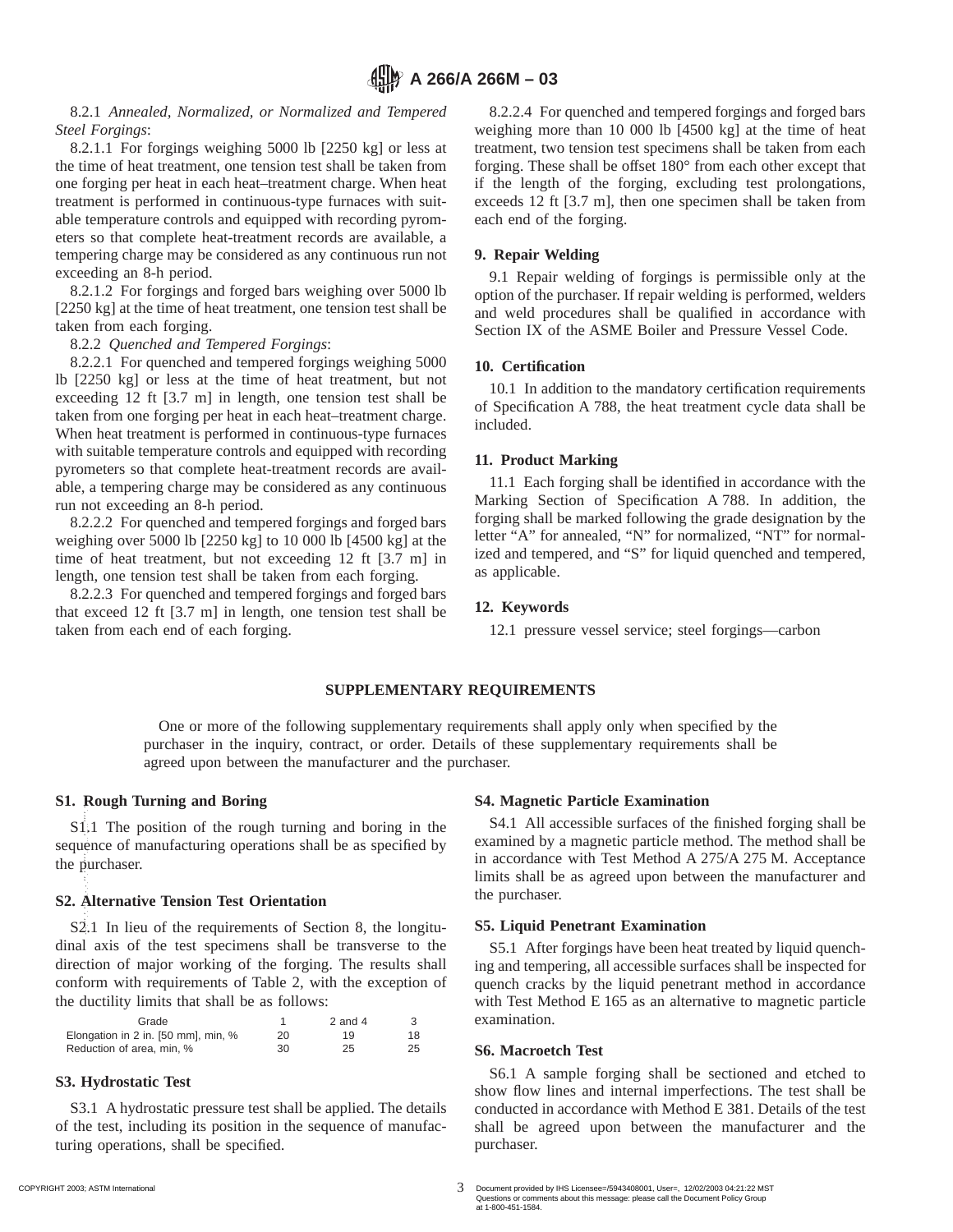8.2.1 *Annealed, Normalized, or Normalized and Tempered Steel Forgings*:

8.2.1.1 For forgings weighing 5000 lb [2250 kg] or less at the time of heat treatment, one tension test shall be taken from one forging per heat in each heat–treatment charge. When heat treatment is performed in continuous-type furnaces with suitable temperature controls and equipped with recording pyrometers so that complete heat-treatment records are available, a tempering charge may be considered as any continuous run not exceeding an 8-h period.

8.2.1.2 For forgings and forged bars weighing over 5000 lb [2250 kg] at the time of heat treatment, one tension test shall be taken from each forging.

8.2.2 *Quenched and Tempered Forgings*:

8.2.2.1 For quenched and tempered forgings weighing 5000 lb [2250 kg] or less at the time of heat treatment, but not exceeding 12 ft [3.7 m] in length, one tension test shall be taken from one forging per heat in each heat–treatment charge. When heat treatment is performed in continuous-type furnaces with suitable temperature controls and equipped with recording pyrometers so that complete heat-treatment records are available, a tempering charge may be considered as any continuous run not exceeding an 8-h period.

8.2.2.2 For quenched and tempered forgings and forged bars weighing over 5000 lb [2250 kg] to 10 000 lb [4500 kg] at the time of heat treatment, but not exceeding 12 ft [3.7 m] in length, one tension test shall be taken from each forging.

8.2.2.3 For quenched and tempered forgings and forged bars that exceed 12 ft [3.7 m] in length, one tension test shall be taken from each end of each forging.

8.2.2.4 For quenched and tempered forgings and forged bars weighing more than 10 000 lb [4500 kg] at the time of heat treatment, two tension test specimens shall be taken from each forging. These shall be offset 180° from each other except that if the length of the forging, excluding test prolongations, exceeds 12 ft [3.7 m], then one specimen shall be taken from each end of the forging.

## 9. Repair Welding

9.1 Repair welding of forgings is permissible only at the option of the purchaser. If repair welding is performed, welders and weld procedures shall be qualified in accordance with Section IX of the ASME Boiler and Pressure Vessel Code.

## 10. Certification

10.1 In addition to the mandatory certification requirements of Specification A 788, the heat treatment cycle data shall be included.

## 11. Product Marking

11.1 Each forging shall be identified in accordance with the Marking Section of Specification A 788. In addition, the forging shall be marked following the grade designation by the letter "A" for annealed, "N" for normalized, "NT" for normalized and tempered, and "S" for liquid quenched and tempered, as applicable.

## 12. Keywords

12.1 pressure vessel service; steel forgings—carbon

## SUPPLEMENTARY REQUIREMENTS

One or more of the following supplementary requirements shall apply only when specified by the purchaser in the inquiry, contract, or order. Details of these supplementary requirements shall be agreed upon between the manufacturer and the purchaser.

### S1. Rough Turning and Boring

S1.1 The position of the rough turning and boring in the sequence of manufacturing operations shall be as specified by the purchaser.

### S2. Alternative Tension Test Orientation

S2.1 In lieu of the requirements of Section 8, the longitudinal axis of the test specimens shall be transverse to the direction of major working of the forging. The results shall conform with requirements of Table 2, with the exception of the ductility limits that shall be as follows:

| Grade | 1 | 2 and 4 | 3 |
|---|---|---|---|
| Elongation in 2 in. [50 mm], min, % | 20 | 19 | 18 |
| Reduction of area, min, % | 30 | 25 | 25 |

### S3. Hydrostatic Test

S3.1 A hydrostatic pressure test shall be applied. The details of the test, including its position in the sequence of manufacturing operations, shall be specified.

### S4. Magnetic Particle Examination

S4.1 All accessible surfaces of the finished forging shall be examined by a magnetic particle method. The method shall be in accordance with Test Method A 275/A 275 M. Acceptance limits shall be as agreed upon between the manufacturer and the purchaser.

### S5. Liquid Penetrant Examination

S5.1 After forgings have been heat treated by liquid quenching and tempering, all accessible surfaces shall be inspected for quench cracks by the liquid penetrant method in accordance with Test Method E 165 as an alternative to magnetic particle examination.

### S6. Macroetch Test

S6.1 A sample forging shall be sectioned and etched to show flow lines and internal imperfections. The test shall be conducted in accordance with Method E 381. Details of the test shall be agreed upon between the manufacturer and the purchaser.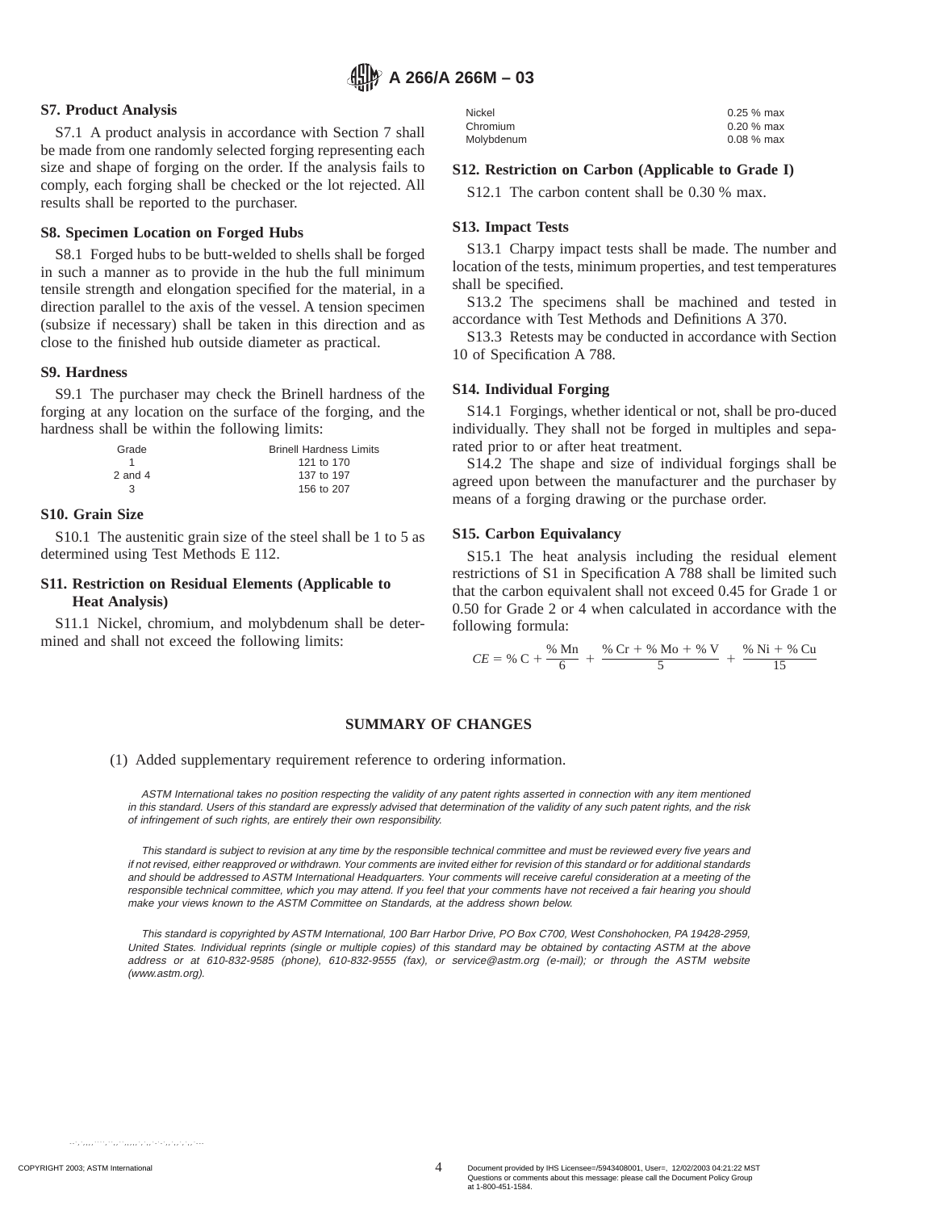## S7. Product Analysis

S7.1 A product analysis in accordance with Section 7 shall be made from one randomly selected forging representing each size and shape of forging on the order. If the analysis fails to comply, each forging shall be checked or the lot rejected. All results shall be reported to the purchaser.

## S8. Specimen Location on Forged Hubs

S8.1 Forged hubs to be butt-welded to shells shall be forged in such a manner as to provide in the hub the full minimum tensile strength and elongation specified for the material, in a direction parallel to the axis of the vessel. A tension specimen (subsize if necessary) shall be taken in this direction and as close to the finished hub outside diameter as practical.

## S9. Hardness

S9.1 The purchaser may check the Brinell hardness of the forging at any location on the surface of the forging, and the hardness shall be within the following limits:

| Grade | Brinell Hardness Limits |
|---|---|
| 1 | 121 to 170 |
| 2 and 4 | 137 to 197 |
| 3 | 156 to 207 |

## S10. Grain Size

S10.1 The austenitic grain size of the steel shall be 1 to 5 as determined using Test Methods E 112.

## S11. Restriction on Residual Elements (Applicable to Heat Analysis)

S11.1 Nickel, chromium, and molybdenum shall be determined and shall not exceed the following limits:

| | |
|---|---|
| Nickel | 0.25 % max |
| Chromium | 0.20 % max |
| Molybdenum | 0.08 % max |

## S12. Restriction on Carbon (Applicable to Grade I)

S12.1 The carbon content shall be 0.30 % max.

## S13. Impact Tests

S13.1 Charpy impact tests shall be made. The number and location of the tests, minimum properties, and test temperatures shall be specified.

S13.2 The specimens shall be machined and tested in accordance with Test Methods and Definitions A 370.

S13.3 Retests may be conducted in accordance with Section 10 of Specification A 788.

## S14. Individual Forging

S14.1 Forgings, whether identical or not, shall be pro-duced individually. They shall not be forged in multiples and separated prior to or after heat treatment.

S14.2 The shape and size of individual forgings shall be agreed upon between the manufacturer and the purchaser by means of a forging drawing or the purchase order.

## S15. Carbon Equivalancy

S15.1 The heat analysis including the residual element restrictions of S1 in Specification A 788 shall be limited such that the carbon equivalent shall not exceed 0.45 for Grade 1 or 0.50 for Grade 2 or 4 when calculated in accordance with the following formula:

$$CE = \%\,C + \frac{\%\,Mn}{6} + \frac{\%\,Cr + \%\,Mo + \%\,V}{5} + \frac{\%\,Ni + \%\,Cu}{15}$$

## SUMMARY OF CHANGES

(1) Added supplementary requirement reference to ordering information.

*ASTM International takes no position respecting the validity of any patent rights asserted in connection with any item mentioned in this standard. Users of this standard are expressly advised that determination of the validity of any such patent rights, and the risk of infringement of such rights, are entirely their own responsibility.*

*This standard is subject to revision at any time by the responsible technical committee and must be reviewed every five years and if not revised, either reapproved or withdrawn. Your comments are invited either for revision of this standard or for additional standards and should be addressed to ASTM International Headquarters. Your comments will receive careful consideration at a meeting of the responsible technical committee, which you may attend. If you feel that your comments have not received a fair hearing you should make your views known to the ASTM Committee on Standards, at the address shown below.*

*This standard is copyrighted by ASTM International, 100 Barr Harbor Drive, PO Box C700, West Conshohocken, PA 19428-2959, United States. Individual reprints (single or multiple copies) of this standard may be obtained by contacting ASTM at the above address or at 610-832-9585 (phone), 610-832-9555 (fax), or service@astm.org (e-mail); or through the ASTM website (www.astm.org).*